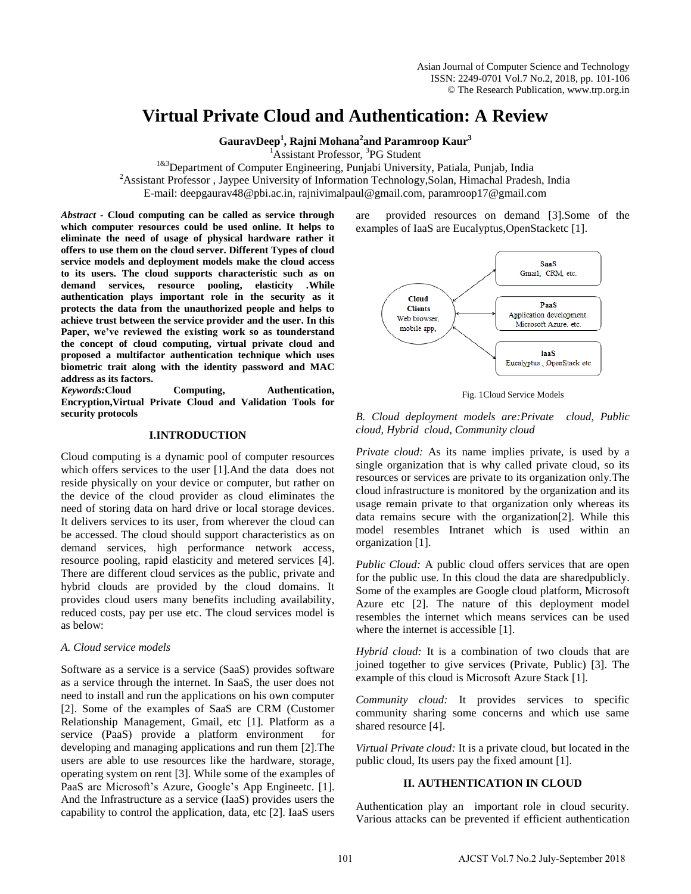# Virtual Private Cloud and Authentication: A Review

**GauravDeep[1], Rajni Mohana[2] and Paramroop Kaur[3]**

[1]Assistant Professor, [3]PG Student

[1&3]Department of Computer Engineering, Punjabi University, Patiala, Punjab, India

[2]Assistant Professor , Jaypee University of Information Technology,Solan, Himachal Pradesh, India

E-mail: deepgaurav48@pbi.ac.in, rajnivimalpaul@gmail.com, paramroop17@gmail.com

***Abstract* - Cloud computing can be called as service through which computer resources could be used online. It helps to eliminate the need of usage of physical hardware rather it offers to use them on the cloud server. Different Types of cloud service models and deployment models make the cloud access to its users. The cloud supports characteristic such as on demand services, resource pooling, elasticity .While authentication plays important role in the security as it protects the data from the unauthorized people and helps to achieve trust between the service provider and the user. In this Paper, we've reviewed the existing work so as tounderstand the concept of cloud computing, virtual private cloud and proposed a multifactor authentication technique which uses biometric trait along with the identity password and MAC address as its factors.**

***Keywords:*Cloud Computing, Authentication, Encryption,Virtual Private Cloud and Validation Tools for security protocols**

## I.INTRODUCTION

Cloud computing is a dynamic pool of computer resources which offers services to the user [1].And the data does not reside physically on your device or computer, but rather on the device of the cloud provider as cloud eliminates the need of storing data on hard drive or local storage devices. It delivers services to its user, from wherever the cloud can be accessed. The cloud should support characteristics as on demand services, high performance network access, resource pooling, rapid elasticity and metered services [4]. There are different cloud services as the public, private and hybrid clouds are provided by the cloud domains. It provides cloud users many benefits including availability, reduced costs, pay per use etc. The cloud services model is as below:

### *A. Cloud service models*

Software as a service is a service (SaaS) provides software as a service through the internet. In SaaS, the user does not need to install and run the applications on his own computer [2]. Some of the examples of SaaS are CRM (Customer Relationship Management, Gmail, etc [1]. Platform as a service (PaaS) provide a platform environment for developing and managing applications and run them [2].The users are able to use resources like the hardware, storage, operating system on rent [3]. While some of the examples of PaaS are Microsoft's Azure, Google's App Engineetc. [1]. And the Infrastructure as a service (IaaS) provides users the capability to control the application, data, etc [2]. IaaS users are provided resources on demand [3].Some of the examples of IaaS are Eucalyptus,OpenStacketc [1].

Cloud Clients: Web browser, mobile app, — SaaS: Gmail, CRM, etc. — PaaS: Application development, Microsoft Azure, etc. — IaaS: Eucalyptus , OpenStack etc

Fig. 1Cloud Service Models

### *B. Cloud deployment models are:Private cloud, Public cloud, Hybrid cloud, Community cloud*

*Private cloud:* As its name implies private, is used by a single organization that is why called private cloud, so its resources or services are private to its organization only.The cloud infrastructure is monitored by the organization and its usage remain private to that organization only whereas its data remains secure with the organization[2]. While this model resembles Intranet which is used within an organization [1].

*Public Cloud:* A public cloud offers services that are open for the public use. In this cloud the data are sharedpublicly. Some of the examples are Google cloud platform, Microsoft Azure etc [2]. The nature of this deployment model resembles the internet which means services can be used where the internet is accessible [1].

*Hybrid cloud:* It is a combination of two clouds that are joined together to give services (Private, Public) [3]. The example of this cloud is Microsoft Azure Stack [1].

*Community cloud:* It provides services to specific community sharing some concerns and which use same shared resource [4].

*Virtual Private cloud:* It is a private cloud, but located in the public cloud, Its users pay the fixed amount [1].

## II. AUTHENTICATION IN CLOUD

Authentication play an important role in cloud security. Various attacks can be prevented if efficient authentication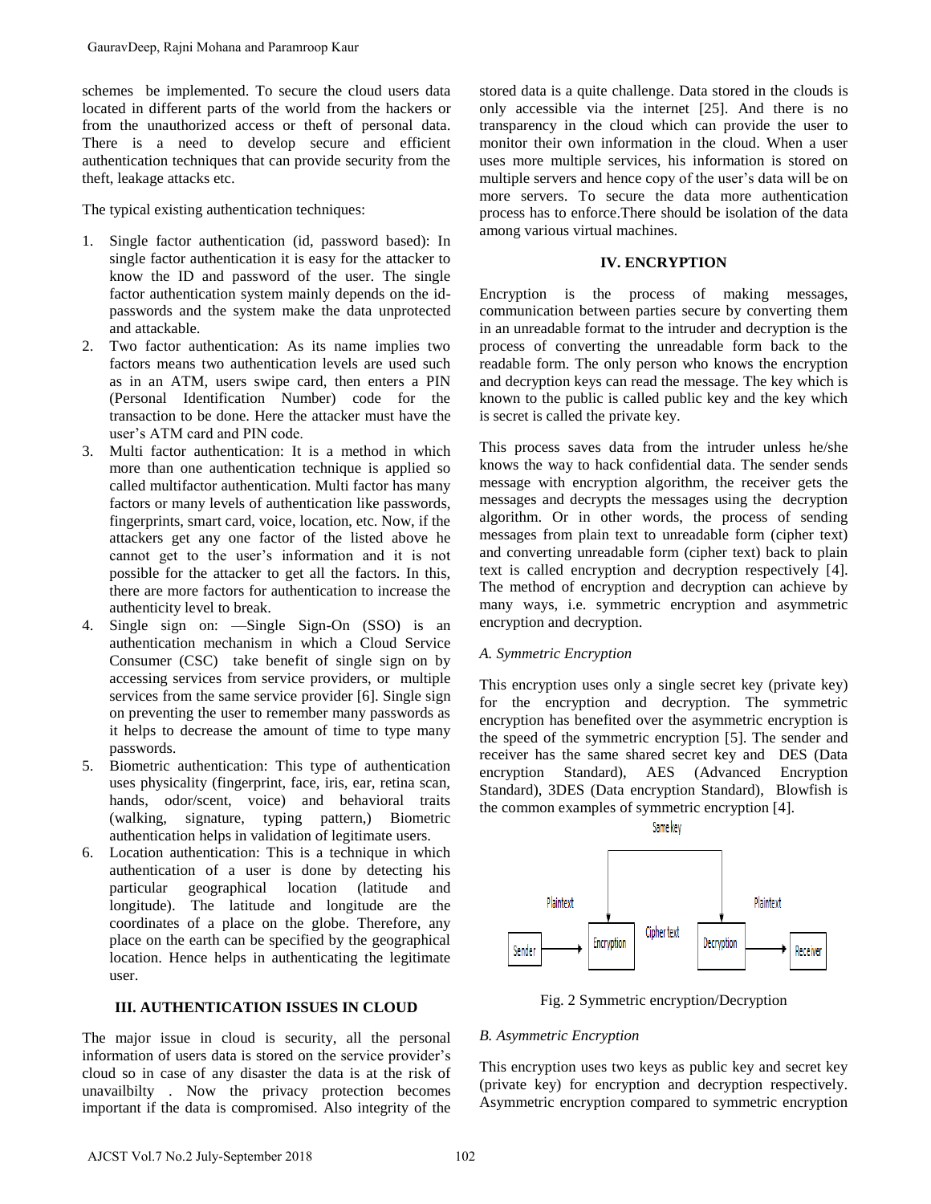schemes be implemented. To secure the cloud users data located in different parts of the world from the hackers or from the unauthorized access or theft of personal data. There is a need to develop secure and efficient authentication techniques that can provide security from the theft, leakage attacks etc.

The typical existing authentication techniques:

1. Single factor authentication (id, password based): In single factor authentication it is easy for the attacker to know the ID and password of the user. The single factor authentication system mainly depends on the id-passwords and the system make the data unprotected and attackable.
2. Two factor authentication: As its name implies two factors means two authentication levels are used such as in an ATM, users swipe card, then enters a PIN (Personal Identification Number) code for the transaction to be done. Here the attacker must have the user's ATM card and PIN code.
3. Multi factor authentication: It is a method in which more than one authentication technique is applied so called multifactor authentication. Multi factor has many factors or many levels of authentication like passwords, fingerprints, smart card, voice, location, etc. Now, if the attackers get any one factor of the listed above he cannot get to the user's information and it is not possible for the attacker to get all the factors. In this, there are more factors for authentication to increase the authenticity level to break.
4. Single sign on: —Single Sign-On (SSO) is an authentication mechanism in which a Cloud Service Consumer (CSC) take benefit of single sign on by accessing services from service providers, or multiple services from the same service provider [6]. Single sign on preventing the user to remember many passwords as it helps to decrease the amount of time to type many passwords.
5. Biometric authentication: This type of authentication uses physicality (fingerprint, face, iris, ear, retina scan, hands, odor/scent, voice) and behavioral traits (walking, signature, typing pattern,) Biometric authentication helps in validation of legitimate users.
6. Location authentication: This is a technique in which authentication of a user is done by detecting his particular geographical location (latitude and longitude). The latitude and longitude are the coordinates of a place on the globe. Therefore, any place on the earth can be specified by the geographical location. Hence helps in authenticating the legitimate user.

## III. AUTHENTICATION ISSUES IN CLOUD

The major issue in cloud is security, all the personal information of users data is stored on the service provider's cloud so in case of any disaster the data is at the risk of unavailbilty . Now the privacy protection becomes important if the data is compromised. Also integrity of the stored data is a quite challenge. Data stored in the clouds is only accessible via the internet [25]. And there is no transparency in the cloud which can provide the user to monitor their own information in the cloud. When a user uses more multiple services, his information is stored on multiple servers and hence copy of the user's data will be on more servers. To secure the data more authentication process has to enforce.There should be isolation of the data among various virtual machines.

## IV. ENCRYPTION

Encryption is the process of making messages, communication between parties secure by converting them in an unreadable format to the intruder and decryption is the process of converting the unreadable form back to the readable form. The only person who knows the encryption and decryption keys can read the message. The key which is known to the public is called public key and the key which is secret is called the private key.

This process saves data from the intruder unless he/she knows the way to hack confidential data. The sender sends message with encryption algorithm, the receiver gets the messages and decrypts the messages using the decryption algorithm. Or in other words, the process of sending messages from plain text to unreadable form (cipher text) and converting unreadable form (cipher text) back to plain text is called encryption and decryption respectively [4]. The method of encryption and decryption can achieve by many ways, i.e. symmetric encryption and asymmetric encryption and decryption.

### *A. Symmetric Encryption*

This encryption uses only a single secret key (private key) for the encryption and decryption. The symmetric encryption has benefited over the asymmetric encryption is the speed of the symmetric encryption [5]. The sender and receiver has the same shared secret key and DES (Data encryption Standard), AES (Advanced Encryption Standard), 3DES (Data encryption Standard), Blowfish is the common examples of symmetric encryption [4].

Same key

Plaintext → Sender → Encryption → Cipher text → Decryption → Plaintext → Receiver

Fig. 2 Symmetric encryption/Decryption

### *B. Asymmetric Encryption*

This encryption uses two keys as public key and secret key (private key) for encryption and decryption respectively. Asymmetric encryption compared to symmetric encryption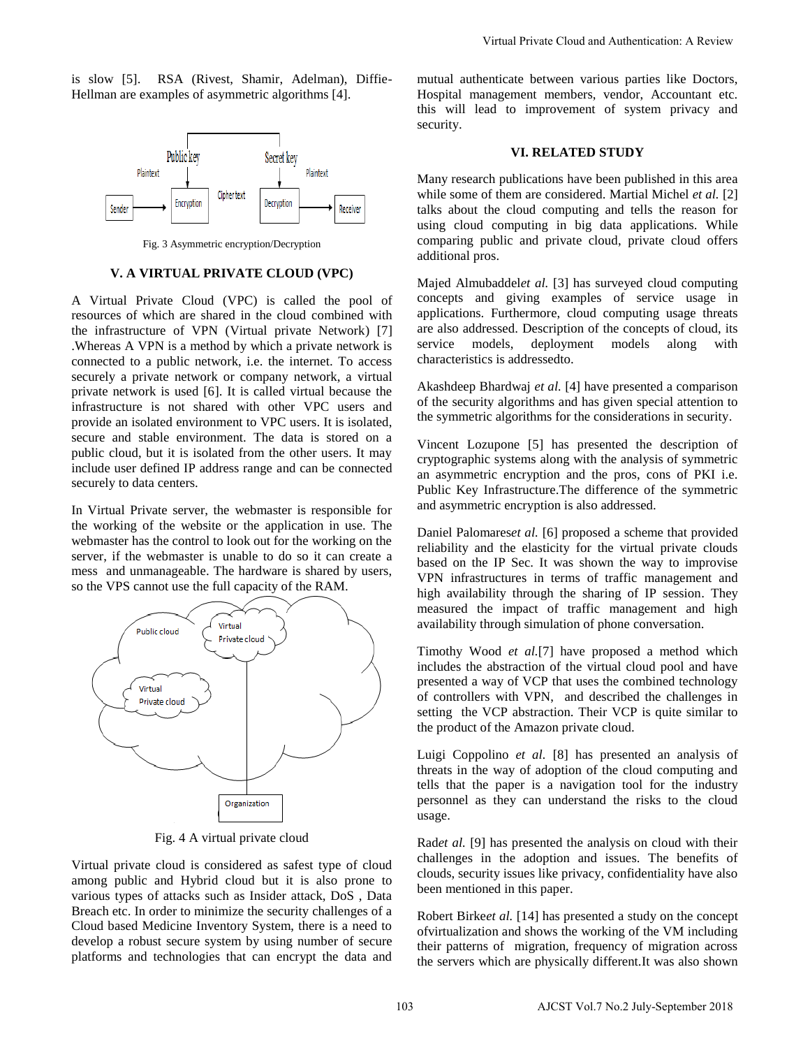is slow [5]. RSA (Rivest, Shamir, Adelman), Diffie-Hellman are examples of asymmetric algorithms [4].

Fig. 3 Asymmetric encryption/Decryption

## V. A VIRTUAL PRIVATE CLOUD (VPC)

A Virtual Private Cloud (VPC) is called the pool of resources of which are shared in the cloud combined with the infrastructure of VPN (Virtual private Network) [7] .Whereas A VPN is a method by which a private network is connected to a public network, i.e. the internet. To access securely a private network or company network, a virtual private network is used [6]. It is called virtual because the infrastructure is not shared with other VPC users and provide an isolated environment to VPC users. It is isolated, secure and stable environment. The data is stored on a public cloud, but it is isolated from the other users. It may include user defined IP address range and can be connected securely to data centers.

In Virtual Private server, the webmaster is responsible for the working of the website or the application in use. The webmaster has the control to look out for the working on the server, if the webmaster is unable to do so it can create a mess and unmanageable. The hardware is shared by users, so the VPS cannot use the full capacity of the RAM.

Fig. 4 A virtual private cloud

Virtual private cloud is considered as safest type of cloud among public and Hybrid cloud but it is also prone to various types of attacks such as Insider attack, DoS , Data Breach etc. In order to minimize the security challenges of a Cloud based Medicine Inventory System, there is a need to develop a robust secure system by using number of secure platforms and technologies that can encrypt the data and mutual authenticate between various parties like Doctors, Hospital management members, vendor, Accountant etc. this will lead to improvement of system privacy and security.

## VI. RELATED STUDY

Many research publications have been published in this area while some of them are considered. Martial Michel *et al.* [2] talks about the cloud computing and tells the reason for using cloud computing in big data applications. While comparing public and private cloud, private cloud offers additional pros.

Majed Almubaddel*et al.* [3] has surveyed cloud computing concepts and giving examples of service usage in applications. Furthermore, cloud computing usage threats are also addressed. Description of the concepts of cloud, its service models, deployment models along with characteristics is addressedto.

Akashdeep Bhardwaj *et al.* [4] have presented a comparison of the security algorithms and has given special attention to the symmetric algorithms for the considerations in security.

Vincent Lozupone [5] has presented the description of cryptographic systems along with the analysis of symmetric an asymmetric encryption and the pros, cons of PKI i.e. Public Key Infrastructure.The difference of the symmetric and asymmetric encryption is also addressed.

Daniel Palomares*et al.* [6] proposed a scheme that provided reliability and the elasticity for the virtual private clouds based on the IP Sec. It was shown the way to improvise VPN infrastructures in terms of traffic management and high availability through the sharing of IP session. They measured the impact of traffic management and high availability through simulation of phone conversation.

Timothy Wood *et al.*[7] have proposed a method which includes the abstraction of the virtual cloud pool and have presented a way of VCP that uses the combined technology of controllers with VPN, and described the challenges in setting the VCP abstraction. Their VCP is quite similar to the product of the Amazon private cloud.

Luigi Coppolino *et al.* [8] has presented an analysis of threats in the way of adoption of the cloud computing and tells that the paper is a navigation tool for the industry personnel as they can understand the risks to the cloud usage.

Rad*et al.* [9] has presented the analysis on cloud with their challenges in the adoption and issues. The benefits of clouds, security issues like privacy, confidentiality have also been mentioned in this paper.

Robert Birke*et al.* [14] has presented a study on the concept ofvirtualization and shows the working of the VM including their patterns of migration, frequency of migration across the servers which are physically different.It was also shown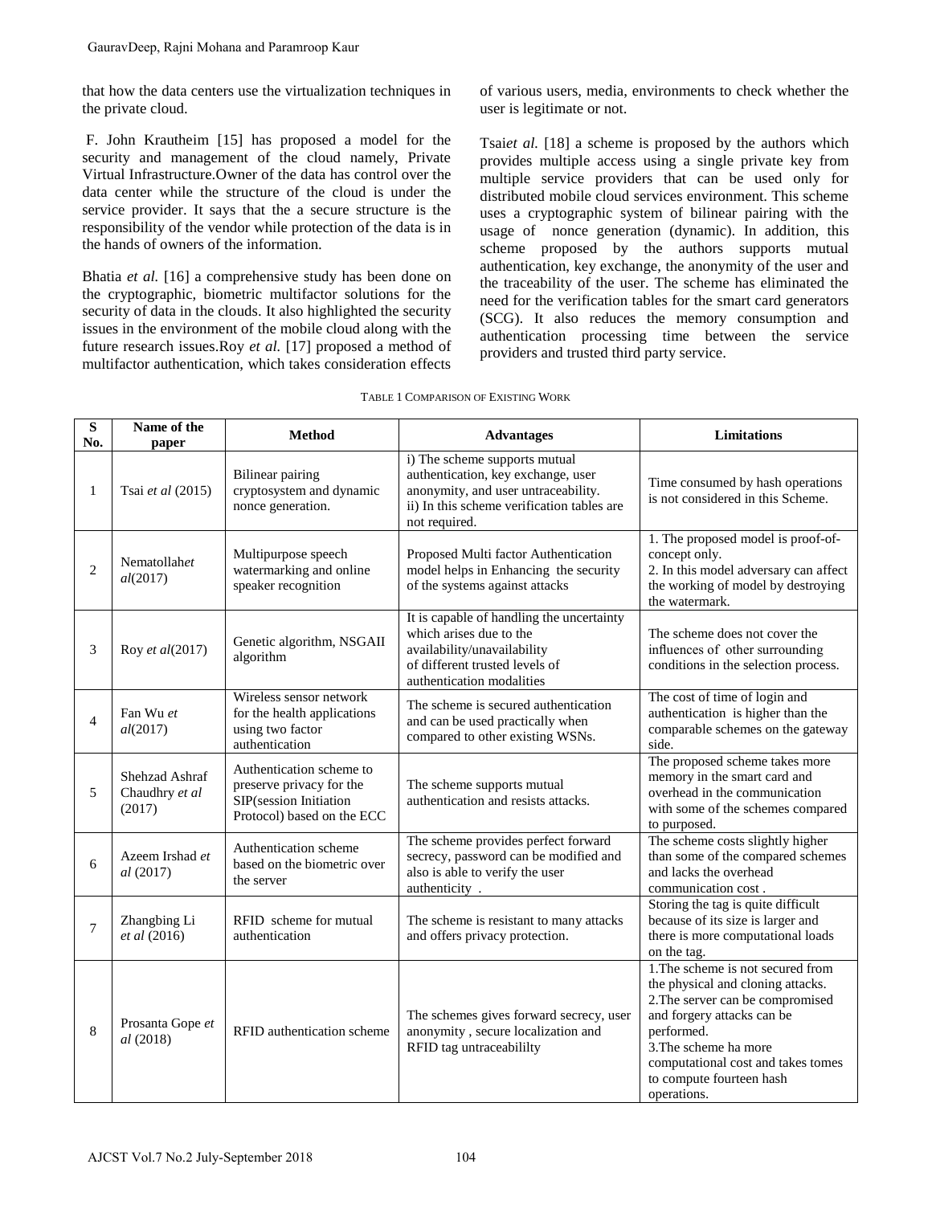that how the data centers use the virtualization techniques in the private cloud.

F. John Krautheim [15] has proposed a model for the security and management of the cloud namely, Private Virtual Infrastructure.Owner of the data has control over the data center while the structure of the cloud is under the service provider. It says that the a secure structure is the responsibility of the vendor while protection of the data is in the hands of owners of the information.

Bhatia *et al.* [16] a comprehensive study has been done on the cryptographic, biometric multifactor solutions for the security of data in the clouds. It also highlighted the security issues in the environment of the mobile cloud along with the future research issues.Roy *et al.* [17] proposed a method of multifactor authentication, which takes consideration effects of various users, media, environments to check whether the user is legitimate or not.

Tsai*et al.* [18] a scheme is proposed by the authors which provides multiple access using a single private key from multiple service providers that can be used only for distributed mobile cloud services environment. This scheme uses a cryptographic system of bilinear pairing with the usage of nonce generation (dynamic). In addition, this scheme proposed by the authors supports mutual authentication, key exchange, the anonymity of the user and the traceability of the user. The scheme has eliminated the need for the verification tables for the smart card generators (SCG). It also reduces the memory consumption and authentication processing time between the service providers and trusted third party service.

TABLE 1 COMPARISON OF EXISTING WORK

| S No. | Name of the paper | Method | Advantages | Limitations |
|---|---|---|---|---|
| 1 | Tsai *et al* (2015) | Bilinear pairing cryptosystem and dynamic nonce generation. | i) The scheme supports mutual authentication, key exchange, user anonymity, and user untraceability.<br>ii) In this scheme verification tables are not required. | Time consumed by hash operations is not considered in this Scheme. |
| 2 | Nematollah*et al*(2017) | Multipurpose speech watermarking and online speaker recognition | Proposed Multi factor Authentication model helps in Enhancing the security of the systems against attacks | 1. The proposed model is proof-of-concept only.<br>2. In this model adversary can affect the working of model by destroying the watermark. |
| 3 | Roy *et al*(2017) | Genetic algorithm, NSGAII algorithm | It is capable of handling the uncertainty which arises due to the availability/unavailability of different trusted levels of authentication modalities | The scheme does not cover the influences of other surrounding conditions in the selection process. |
| 4 | Fan Wu *et al*(2017) | Wireless sensor network for the health applications using two factor authentication | The scheme is secured authentication and can be used practically when compared to other existing WSNs. | The cost of time of login and authentication is higher than the comparable schemes on the gateway side. |
| 5 | Shehzad Ashraf Chaudhry *et al* (2017) | Authentication scheme to preserve privacy for the SIP(session Initiation Protocol) based on the ECC | The scheme supports mutual authentication and resists attacks. | The proposed scheme takes more memory in the smart card and overhead in the communication with some of the schemes compared to purposed. |
| 6 | Azeem Irshad *et al* (2017) | Authentication scheme based on the biometric over the server | The scheme provides perfect forward secrecy, password can be modified and also is able to verify the user authenticity . | The scheme costs slightly higher than some of the compared schemes and lacks the overhead communication cost . |
| 7 | Zhangbing Li *et al* (2016) | RFID scheme for mutual authentication | The scheme is resistant to many attacks and offers privacy protection. | Storing the tag is quite difficult because of its size is larger and there is more computational loads on the tag. |
| 8 | Prosanta Gope *et al* (2018) | RFID authentication scheme | The schemes gives forward secrecy, user anonymity , secure localization and RFID tag untraceabililty | 1.The scheme is not secured from the physical and cloning attacks.<br>2.The server can be compromised and forgery attacks can be performed.<br>3.The scheme ha more computational cost and takes tomes to compute fourteen hash operations. |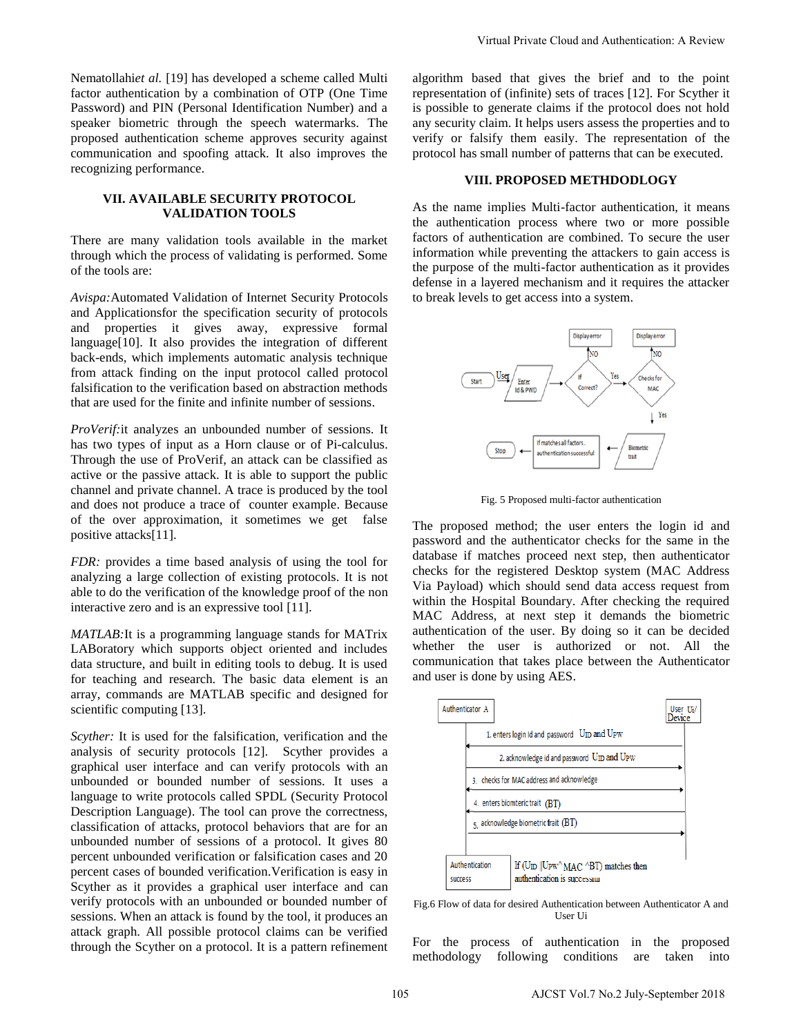Nematollahi*et al.* [19] has developed a scheme called Multi factor authentication by a combination of OTP (One Time Password) and PIN (Personal Identification Number) and a speaker biometric through the speech watermarks. The proposed authentication scheme approves security against communication and spoofing attack. It also improves the recognizing performance.

## VII. AVAILABLE SECURITY PROTOCOL VALIDATION TOOLS

There are many validation tools available in the market through which the process of validating is performed. Some of the tools are:

*Avispa:*Automated Validation of Internet Security Protocols and Applicationsfor the specification security of protocols and properties it gives away, expressive formal language[10]. It also provides the integration of different back-ends, which implements automatic analysis technique from attack finding on the input protocol called protocol falsification to the verification based on abstraction methods that are used for the finite and infinite number of sessions.

*ProVerif:*it analyzes an unbounded number of sessions. It has two types of input as a Horn clause or of Pi-calculus. Through the use of ProVerif, an attack can be classified as active or the passive attack. It is able to support the public channel and private channel. A trace is produced by the tool and does not produce a trace of counter example. Because of the over approximation, it sometimes we get false positive attacks[11].

*FDR:* provides a time based analysis of using the tool for analyzing a large collection of existing protocols. It is not able to do the verification of the knowledge proof of the non interactive zero and is an expressive tool [11].

*MATLAB:*It is a programming language stands for MATrix LABoratory which supports object oriented and includes data structure, and built in editing tools to debug. It is used for teaching and research. The basic data element is an array, commands are MATLAB specific and designed for scientific computing [13].

*Scyther:* It is used for the falsification, verification and the analysis of security protocols [12]. Scyther provides a graphical user interface and can verify protocols with an unbounded or bounded number of sessions. It uses a language to write protocols called SPDL (Security Protocol Description Language). The tool can prove the correctness, classification of attacks, protocol behaviors that are for an unbounded number of sessions of a protocol. It gives 80 percent unbounded verification or falsification cases and 20 percent cases of bounded verification.Verification is easy in Scyther as it provides a graphical user interface and can verify protocols with an unbounded or bounded number of sessions. When an attack is found by the tool, it produces an attack graph. All possible protocol claims can be verified through the Scyther on a protocol. It is a pattern refinement algorithm based that gives the brief and to the point representation of (infinite) sets of traces [12]. For Scyther it is possible to generate claims if the protocol does not hold any security claim. It helps users assess the properties and to verify or falsify them easily. The representation of the protocol has small number of patterns that can be executed.

## VIII. PROPOSED METHDODLOGY

As the name implies Multi-factor authentication, it means the authentication process where two or more possible factors of authentication are combined. To secure the user information while preventing the attackers to gain access is the purpose of the multi-factor authentication as it provides defense in a layered mechanism and it requires the attacker to break levels to get access into a system.

Start → User → Enter Id & PWD → If Correct? (NO → Display error; Yes →) Checks for MAC (NO → Display error; Yes →) Biometric trait → If matches all factors, authentication successful → Stop

Fig. 5 Proposed multi-factor authentication

The proposed method; the user enters the login id and password and the authenticator checks for the same in the database if matches proceed next step, then authenticator checks for the registered Desktop system (MAC Address Via Payload) which should send data access request from within the Hospital Boundary. After checking the required MAC Address, at next step it demands the biometric authentication of the user. By doing so it can be decided whether the user is authorized or not. All the communication that takes place between the Authenticator and user is done by using AES.

Authenticator A — User Ui/ Device

1. enters login id and password $U_{ID}$ and $U_{PW}$
2. acknowledge id and password $U_{ID}$ and $U_{PW}$
3. checks for MAC address and acknowledge
4. enters biomteric trait (BT)
5. acknowledge biometric trait (BT)

Authentication success — If ($U_{ID}$ ||$U_{PW}$^ MAC ^BT) matches then authentication is successful

Fig.6 Flow of data for desired Authentication between Authenticator A and User Ui

For the process of authentication in the proposed methodology following conditions are taken into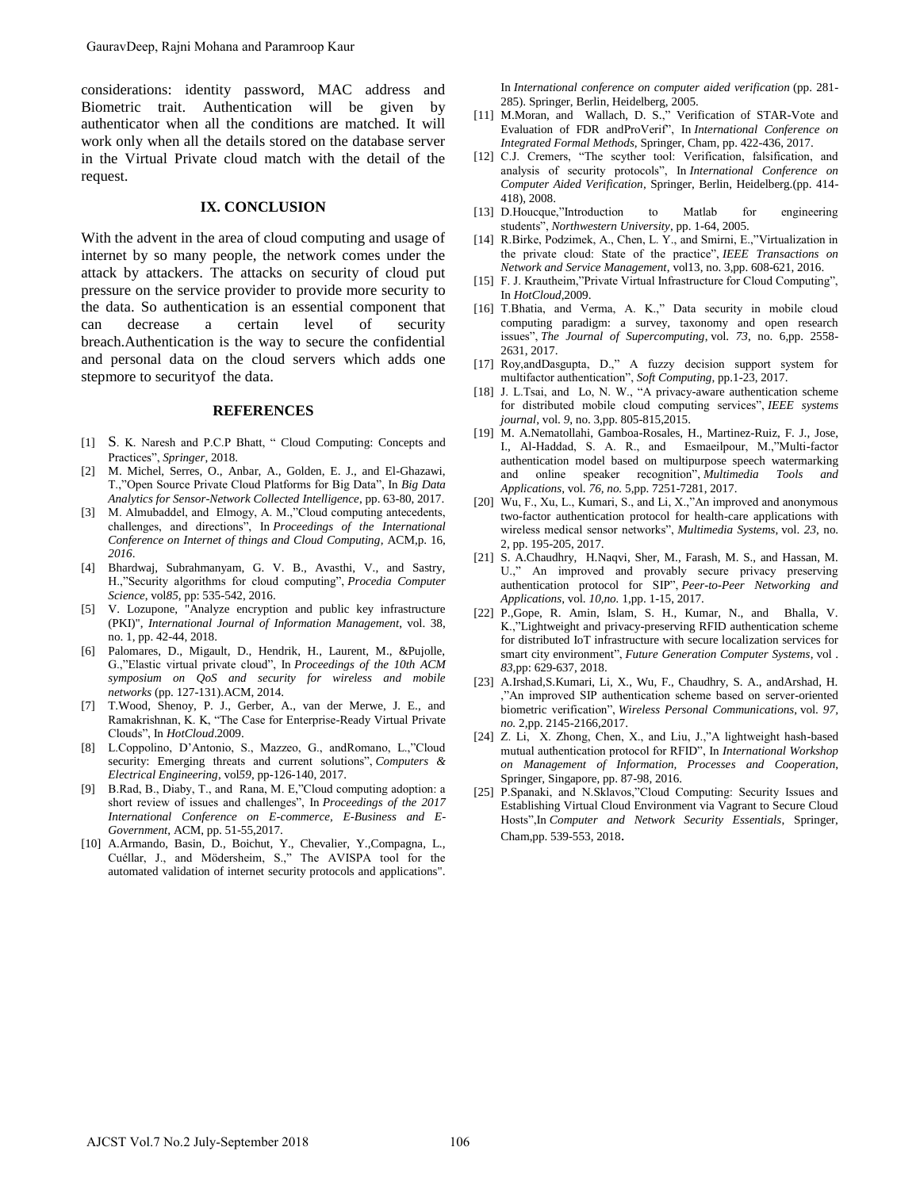considerations: identity password, MAC address and Biometric trait. Authentication will be given by authenticator when all the conditions are matched. It will work only when all the details stored on the database server in the Virtual Private cloud match with the detail of the request.

## IX. CONCLUSION

With the advent in the area of cloud computing and usage of internet by so many people, the network comes under the attack by attackers. The attacks on security of cloud put pressure on the service provider to provide more security to the data. So authentication is an essential component that can decrease a certain level of security breach.Authentication is the way to secure the confidential and personal data on the cloud servers which adds one stepmore to securityof the data.

## REFERENCES

[1] S. K. Naresh and P.C.P Bhatt, " Cloud Computing: Concepts and Practices", *Springer*, 2018.

[2] M. Michel, Serres, O., Anbar, A., Golden, E. J., and El-Ghazawi, T.,"Open Source Private Cloud Platforms for Big Data", In *Big Data Analytics for Sensor-Network Collected Intelligence*, pp. 63-80, 2017.

[3] M. Almubaddel, and Elmogy, A. M.,"Cloud computing antecedents, challenges, and directions", In *Proceedings of the International Conference on Internet of things and Cloud Computing*, ACM,p. 16, *2016*.

[4] Bhardwaj, Subrahmanyam, G. V. B., Avasthi, V., and Sastry, H.,"Security algorithms for cloud computing", *Procedia Computer Science*, vol*85*, pp: 535-542, 2016.

[5] V. Lozupone, "Analyze encryption and public key infrastructure (PKI)", *International Journal of Information Management*, vol. 38, no. 1, pp. 42-44, 2018.

[6] Palomares, D., Migault, D., Hendrik, H., Laurent, M., &Pujolle, G.,"Elastic virtual private cloud", In *Proceedings of the 10th ACM symposium on QoS and security for wireless and mobile networks* (pp. 127-131).ACM, 2014.

[7] T.Wood, Shenoy, P. J., Gerber, A., van der Merwe, J. E., and Ramakrishnan, K. K, "The Case for Enterprise-Ready Virtual Private Clouds", In *HotCloud*.2009.

[8] L.Coppolino, D'Antonio, S., Mazzeo, G., andRomano, L.,"Cloud security: Emerging threats and current solutions", *Computers & Electrical Engineering*, vol*59*, pp-126-140, 2017.

[9] B.Rad, B., Diaby, T., and Rana, M. E,"Cloud computing adoption: a short review of issues and challenges", In *Proceedings of the 2017 International Conference on E-commerce, E-Business and E-Government*, ACM, pp. 51-55,2017.

[10] A.Armando, Basin, D., Boichut, Y., Chevalier, Y.,Compagna, L., Cuéllar, J., and Mödersheim, S.," The AVISPA tool for the automated validation of internet security protocols and applications". In *International conference on computer aided verification* (pp. 281-285). Springer, Berlin, Heidelberg, 2005.

[11] M.Moran, and Wallach, D. S.," Verification of STAR-Vote and Evaluation of FDR andProVerif", In *International Conference on Integrated Formal Methods*, Springer, Cham, pp. 422-436, 2017.

[12] C.J. Cremers, "The scyther tool: Verification, falsification, and analysis of security protocols", In *International Conference on Computer Aided Verification*, Springer, Berlin, Heidelberg.(pp. 414-418), 2008.

[13] D.Houcque,"Introduction to Matlab for engineering students", *Northwestern University*, pp. 1-64, 2005.

[14] R.Birke, Podzimek, A., Chen, L. Y., and Smirni, E.,"Virtualization in the private cloud: State of the practice", *IEEE Transactions on Network and Service Management*, vol13, no. 3,pp. 608-621, 2016.

[15] F. J. Krautheim,"Private Virtual Infrastructure for Cloud Computing", In *HotCloud*,2009.

[16] T.Bhatia, and Verma, A. K.," Data security in mobile cloud computing paradigm: a survey, taxonomy and open research issues", *The Journal of Supercomputing*, vol. *73*, no. 6,pp. 2558-2631, 2017.

[17] Roy,andDasgupta, D.," A fuzzy decision support system for multifactor authentication", *Soft Computing*, pp.1-23, 2017.

[18] J. L.Tsai, and Lo, N. W., "A privacy-aware authentication scheme for distributed mobile cloud computing services", *IEEE systems journal*, vol. *9*, no. 3,pp. 805-815,2015.

[19] M. A.Nematollahi, Gamboa-Rosales, H., Martinez-Ruiz, F. J., Jose, I., Al-Haddad, S. A. R., and Esmaeilpour, M.,"Multi-factor authentication model based on multipurpose speech watermarking and online speaker recognition", *Multimedia Tools and Applications*, vol. *76, no.* 5,pp. 7251-7281, 2017.

[20] Wu, F., Xu, L., Kumari, S., and Li, X.,"An improved and anonymous two-factor authentication protocol for health-care applications with wireless medical sensor networks", *Multimedia Systems*, vol. *23*, no. 2, pp. 195-205, 2017.

[21] S. A.Chaudhry, H.Naqvi, Sher, M., Farash, M. S., and Hassan, M. U.," An improved and provably secure privacy preserving authentication protocol for SIP", *Peer-to-Peer Networking and Applications*, vol. *10,no.* 1,pp. 1-15, 2017.

[22] P.,Gope, R. Amin, Islam, S. H., Kumar, N., and Bhalla, V. K.,"Lightweight and privacy-preserving RFID authentication scheme for distributed IoT infrastructure with secure localization services for smart city environment", *Future Generation Computer Systems*, vol . *83*,pp: 629-637, 2018.

[23] A.Irshad,S.Kumari, Li, X., Wu, F., Chaudhry, S. A., andArshad, H. ,"An improved SIP authentication scheme based on server-oriented biometric verification", *Wireless Personal Communications*, vol. *97, no.* 2,pp. 2145-2166,2017.

[24] Z. Li, X. Zhong, Chen, X., and Liu, J.,"A lightweight hash-based mutual authentication protocol for RFID", In *International Workshop on Management of Information, Processes and Cooperation*, Springer, Singapore, pp. 87-98, 2016.

[25] P.Spanaki, and N.Sklavos,"Cloud Computing: Security Issues and Establishing Virtual Cloud Environment via Vagrant to Secure Cloud Hosts",In *Computer and Network Security Essentials*, Springer, Cham,pp. 539-553, 2018.